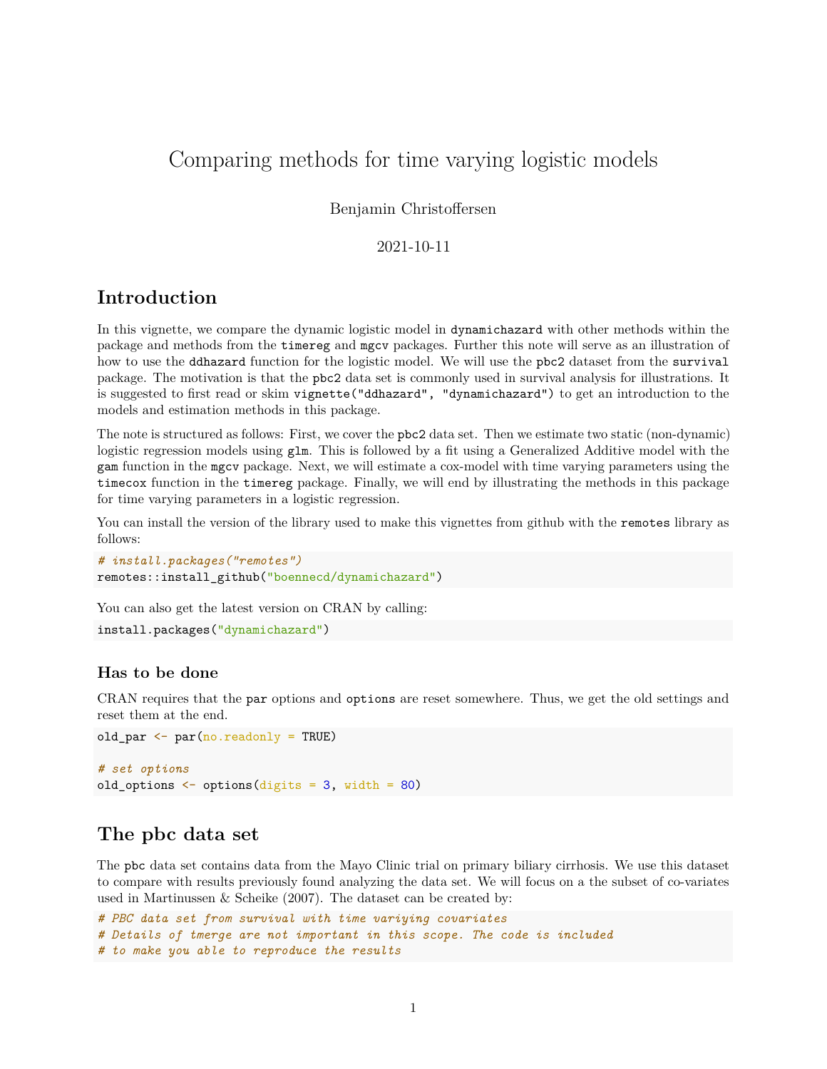# Comparing methods for time varying logistic models

Benjamin Christoffersen

2021-10-11

## Introduction

In this vignette, we compare the dynamic logistic model in `dynamichazard` with other methods within the package and methods from the `timereg` and `mgcv` packages. Further this note will serve as an illustration of how to use the `ddhazard` function for the logistic model. We will use the `pbc2` dataset from the `survival` package. The motivation is that the `pbc2` data set is commonly used in survival analysis for illustrations. It is suggested to first read or skim `vignette("ddhazard", "dynamichazard")` to get an introduction to the models and estimation methods in this package.

The note is structured as follows: First, we cover the `pbc2` data set. Then we estimate two static (non-dynamic) logistic regression models using `glm`. This is followed by a fit using a Generalized Additive model with the `gam` function in the `mgcv` package. Next, we will estimate a cox-model with time varying parameters using the `timecox` function in the `timereg` package. Finally, we will end by illustrating the methods in this package for time varying parameters in a logistic regression.

You can install the version of the library used to make this vignettes from github with the `remotes` library as follows:

```
# install.packages("remotes")
remotes::install_github("boennecd/dynamichazard")
```

You can also get the latest version on CRAN by calling:

```
install.packages("dynamichazard")
```

### Has to be done

CRAN requires that the `par` options and `options` are reset somewhere. Thus, we get the old settings and reset them at the end.

```
old_par <- par(no.readonly = TRUE)

# set options
old_options <- options(digits = 3, width = 80)
```

## The pbc data set

The `pbc` data set contains data from the Mayo Clinic trial on primary biliary cirrhosis. We use this dataset to compare with results previously found analyzing the data set. We will focus on a the subset of co-variates used in Martinussen & Scheike (2007). The dataset can be created by:

```
# PBC data set from survival with time variying covariates
# Details of tmerge are not important in this scope. The code is included
# to make you able to reproduce the results
```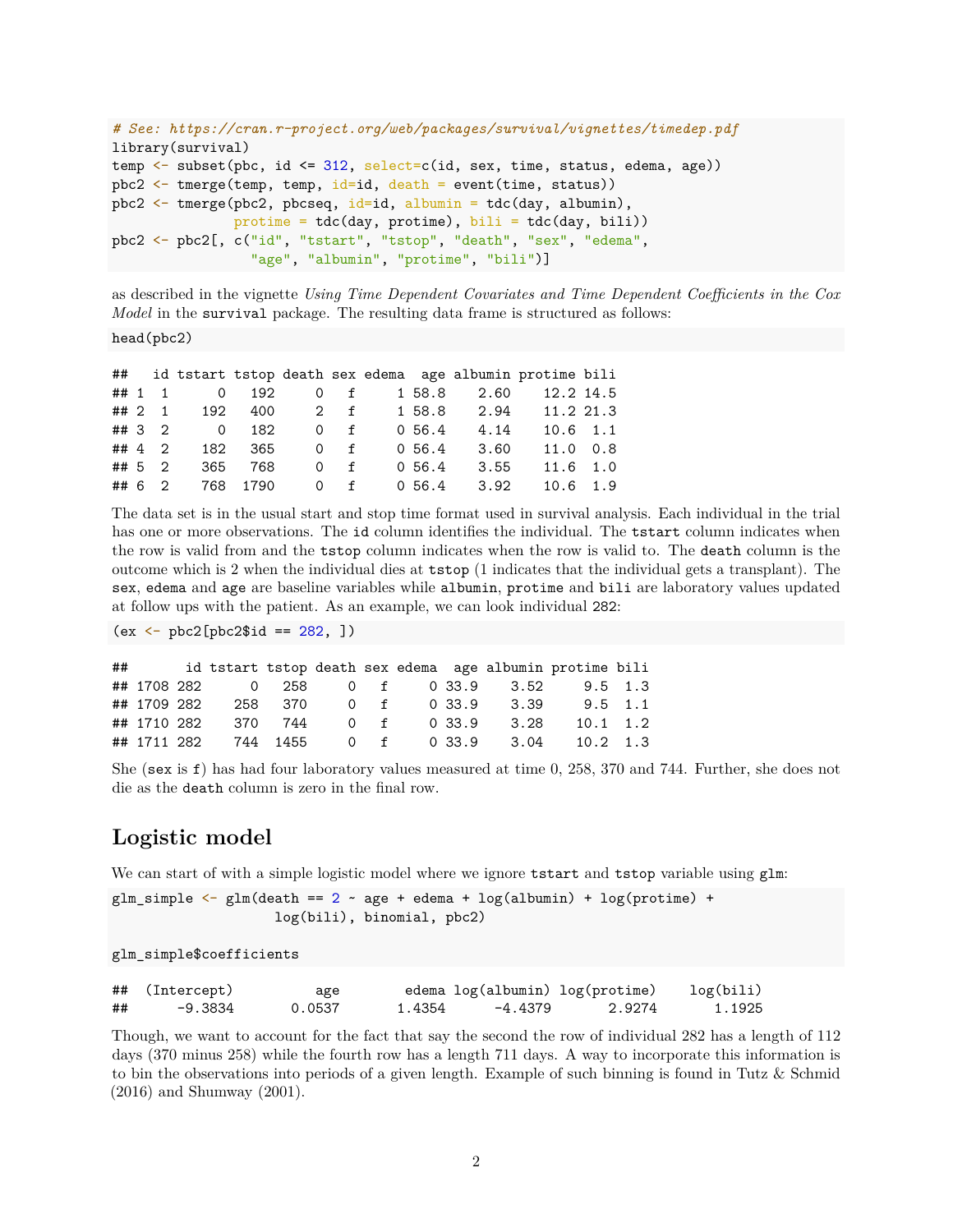```
# See: https://cran.r-project.org/web/packages/survival/vignettes/timedep.pdf
library(survival)
temp <- subset(pbc, id <= 312, select=c(id, sex, time, status, edema, age))
pbc2 <- tmerge(temp, temp, id=id, death = event(time, status))
pbc2 <- tmerge(pbc2, pbcseq, id=id, albumin = tdc(day, albumin),
               protime = tdc(day, protime), bili = tdc(day, bili))
pbc2 <- pbc2[, c("id", "tstart", "tstop", "death", "sex", "edema",
                 "age", "albumin", "protime", "bili")]
```

as described in the vignette *Using Time Dependent Covariates and Time Dependent Coefficients in the Cox Model* in the `survival` package. The resulting data frame is structured as follows:

```
head(pbc2)
```

```
##   id tstart tstop death sex edema  age albumin protime bili
## 1  1      0   192     0   f     1 58.8    2.60    12.2 14.5
## 2  1    192   400     2   f     1 58.8    2.94    11.2 21.3
## 3  2      0   182     0   f     0 56.4    4.14    10.6  1.1
## 4  2    182   365     0   f     0 56.4    3.60    11.0  0.8
## 5  2    365   768     0   f     0 56.4    3.55    11.6  1.0
## 6  2    768  1790     0   f     0 56.4    3.92    10.6  1.9
```

The data set is in the usual start and stop time format used in survival analysis. Each individual in the trial has one or more observations. The `id` column identifies the individual. The `tstart` column indicates when the row is valid from and the `tstop` column indicates when the row is valid to. The `death` column is the outcome which is 2 when the individual dies at `tstop` (1 indicates that the individual gets a transplant). The `sex`, `edema` and `age` are baseline variables while `albumin`, `protime` and `bili` are laboratory values updated at follow ups with the patient. As an example, we can look individual 282:

```
(ex <- pbc2[pbc2$id == 282, ])
```

```
##       id tstart tstop death sex edema  age albumin protime bili
## 1708 282      0   258     0   f     0 33.9    3.52     9.5  1.3
## 1709 282    258   370     0   f     0 33.9    3.39     9.5  1.1
## 1710 282    370   744     0   f     0 33.9    3.28    10.1  1.2
## 1711 282    744  1455     0   f     0 33.9    3.04    10.2  1.3
```

She (`sex` is `f`) has had four laboratory values measured at time 0, 258, 370 and 744. Further, she does not die as the `death` column is zero in the final row.

## Logistic model

We can start of with a simple logistic model where we ignore `tstart` and `tstop` variable using `glm`:

```
glm_simple <- glm(death == 2 ~ age + edema + log(albumin) + log(protime) +
                    log(bili), binomial, pbc2)

glm_simple$coefficients
```

```
##  (Intercept)          age        edema log(albumin) log(protime)    log(bili)
##      -9.3834       0.0537       1.4354      -4.4379       2.9274       1.1925
```

Though, we want to account for the fact that say the second the row of individual 282 has a length of 112 days (370 minus 258) while the fourth row has a length 711 days. A way to incorporate this information is to bin the observations into periods of a given length. Example of such binning is found in Tutz & Schmid (2016) and Shumway (2001).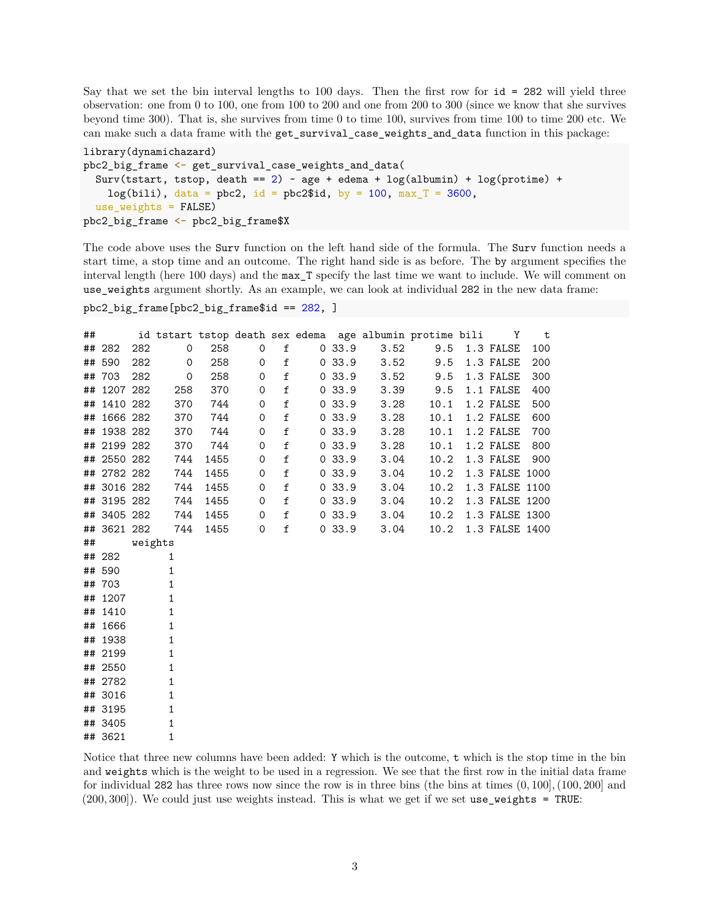Say that we set the bin interval lengths to 100 days. Then the first row for `id = 282` will yield three observation: one from 0 to 100, one from 100 to 200 and one from 200 to 300 (since we know that she survives beyond time 300). That is, she survives from time 0 to time 100, survives from time 100 to time 200 etc. We can make such a data frame with the `get_survival_case_weights_and_data` function in this package:

```
library(dynamichazard)
pbc2_big_frame <- get_survival_case_weights_and_data(
  Surv(tstart, tstop, death == 2) ~ age + edema + log(albumin) + log(protime) +
    log(bili), data = pbc2, id = pbc2$id, by = 100, max_T = 3600,
  use_weights = FALSE)
pbc2_big_frame <- pbc2_big_frame$X
```

The code above uses the `Surv` function on the left hand side of the formula. The `Surv` function needs a start time, a stop time and an outcome. The right hand side is as before. The `by` argument specifies the interval length (here 100 days) and the `max_T` specify the last time we want to include. We will comment on `use_weights` argument shortly. As an example, we can look at individual 282 in the new data frame:

```
pbc2_big_frame[pbc2_big_frame$id == 282, ]
```

```
##       id tstart tstop death sex edema  age albumin protime bili     Y    t
## 282  282      0   258     0   f     0 33.9    3.52     9.5  1.3 FALSE  100
## 590  282      0   258     0   f     0 33.9    3.52     9.5  1.3 FALSE  200
## 703  282      0   258     0   f     0 33.9    3.52     9.5  1.3 FALSE  300
## 1207 282    258   370     0   f     0 33.9    3.39     9.5  1.1 FALSE  400
## 1410 282    370   744     0   f     0 33.9    3.28    10.1  1.2 FALSE  500
## 1666 282    370   744     0   f     0 33.9    3.28    10.1  1.2 FALSE  600
## 1938 282    370   744     0   f     0 33.9    3.28    10.1  1.2 FALSE  700
## 2199 282    370   744     0   f     0 33.9    3.28    10.1  1.2 FALSE  800
## 2550 282    744  1455     0   f     0 33.9    3.04    10.2  1.3 FALSE  900
## 2782 282    744  1455     0   f     0 33.9    3.04    10.2  1.3 FALSE 1000
## 3016 282    744  1455     0   f     0 33.9    3.04    10.2  1.3 FALSE 1100
## 3195 282    744  1455     0   f     0 33.9    3.04    10.2  1.3 FALSE 1200
## 3405 282    744  1455     0   f     0 33.9    3.04    10.2  1.3 FALSE 1300
## 3621 282    744  1455     0   f     0 33.9    3.04    10.2  1.3 FALSE 1400
##      weights
## 282        1
## 590        1
## 703        1
## 1207       1
## 1410       1
## 1666       1
## 1938       1
## 2199       1
## 2550       1
## 2782       1
## 3016       1
## 3195       1
## 3405       1
## 3621       1
```

Notice that three new columns have been added: `Y` which is the outcome, `t` which is the stop time in the bin and `weights` which is the weight to be used in a regression. We see that the first row in the initial data frame for individual 282 has three rows now since the row is in three bins (the bins at times $(0, 100]$, $(100, 200]$ and $(200, 300]$). We could just use weights instead. This is what we get if we set `use_weights = TRUE`: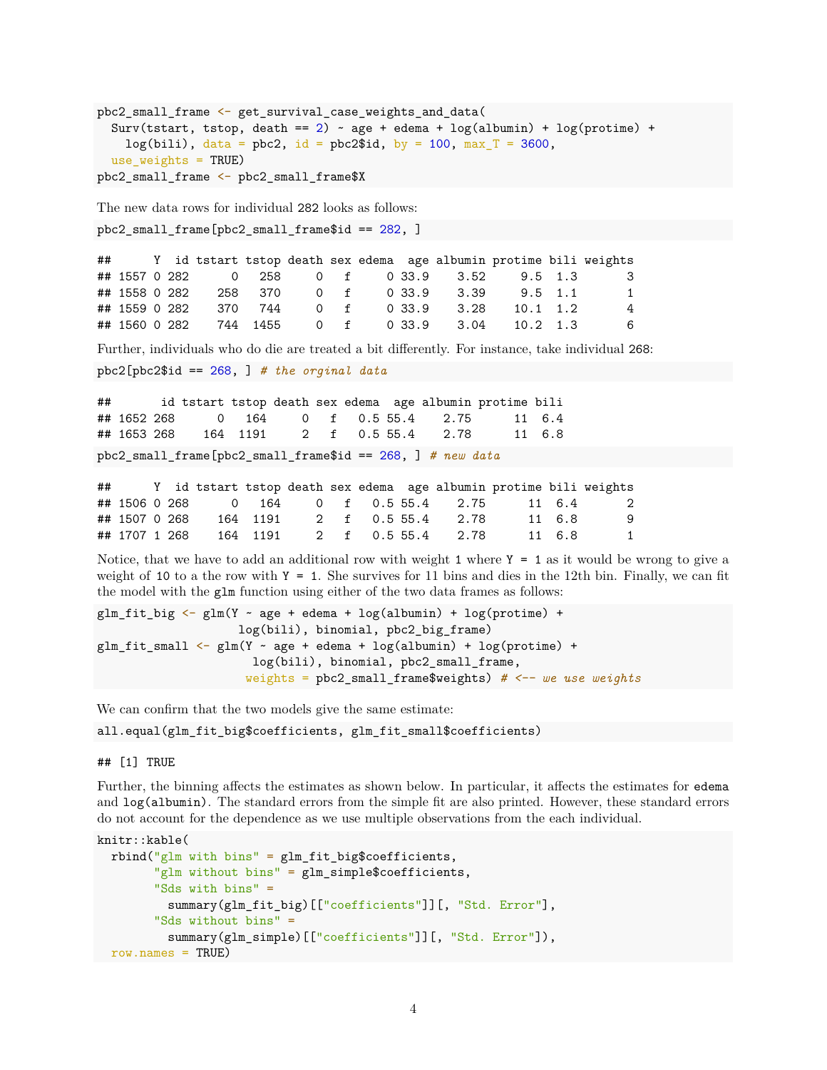```r
pbc2_small_frame <- get_survival_case_weights_and_data(
  Surv(tstart, tstop, death == 2) ~ age + edema + log(albumin) + log(protime) +
    log(bili), data = pbc2, id = pbc2$id, by = 100, max_T = 3600,
  use_weights = TRUE)
pbc2_small_frame <- pbc2_small_frame$X
```

The new data rows for individual 282 looks as follows:

```r
pbc2_small_frame[pbc2_small_frame$id == 282, ]
```

```
##      Y  id tstart tstop death sex edema  age albumin protime bili weights
## 1557 0 282      0   258     0   f     0 33.9    3.52     9.5  1.3       3
## 1558 0 282    258   370     0   f     0 33.9    3.39     9.5  1.1       1
## 1559 0 282    370   744     0   f     0 33.9    3.28    10.1  1.2       4
## 1560 0 282    744  1455     0   f     0 33.9    3.04    10.2  1.3       6
```

Further, individuals who do die are treated a bit differently. For instance, take individual 268:

```r
pbc2[pbc2$id == 268, ] # the orginal data
```

```
##       id tstart tstop death sex edema  age albumin protime bili
## 1652 268      0   164     0   f   0.5 55.4    2.75      11  6.4
## 1653 268    164  1191     2   f   0.5 55.4    2.78      11  6.8
```

```r
pbc2_small_frame[pbc2_small_frame$id == 268, ] # new data
```

```
##      Y  id tstart tstop death sex edema  age albumin protime bili weights
## 1506 0 268      0   164     0   f   0.5 55.4    2.75      11  6.4       2
## 1507 0 268    164  1191     2   f   0.5 55.4    2.78      11  6.8       9
## 1707 1 268    164  1191     2   f   0.5 55.4    2.78      11  6.8       1
```

Notice, that we have to add an additional row with weight 1 where `Y = 1` as it would be wrong to give a weight of 10 to a the row with `Y = 1`. She survives for 11 bins and dies in the 12th bin. Finally, we can fit the model with the `glm` function using either of the two data frames as follows:

```r
glm_fit_big <- glm(Y ~ age + edema + log(albumin) + log(protime) +
                    log(bili), binomial, pbc2_big_frame)
glm_fit_small <- glm(Y ~ age + edema + log(albumin) + log(protime) +
                      log(bili), binomial, pbc2_small_frame,
                     weights = pbc2_small_frame$weights) # <-- we use weights
```

We can confirm that the two models give the same estimate:

```r
all.equal(glm_fit_big$coefficients, glm_fit_small$coefficients)
```

```
## [1] TRUE
```

Further, the binning affects the estimates as shown below. In particular, it affects the estimates for `edema` and `log(albumin)`. The standard errors from the simple fit are also printed. However, these standard errors do not account for the dependence as we use multiple observations from the each individual.

```r
knitr::kable(
  rbind("glm with bins" = glm_fit_big$coefficients,
        "glm without bins" = glm_simple$coefficients,
        "Sds with bins" =
          summary(glm_fit_big)[["coefficients"]][, "Std. Error"],
        "Sds without bins" =
          summary(glm_simple)[["coefficients"]][, "Std. Error"]),
  row.names = TRUE)
```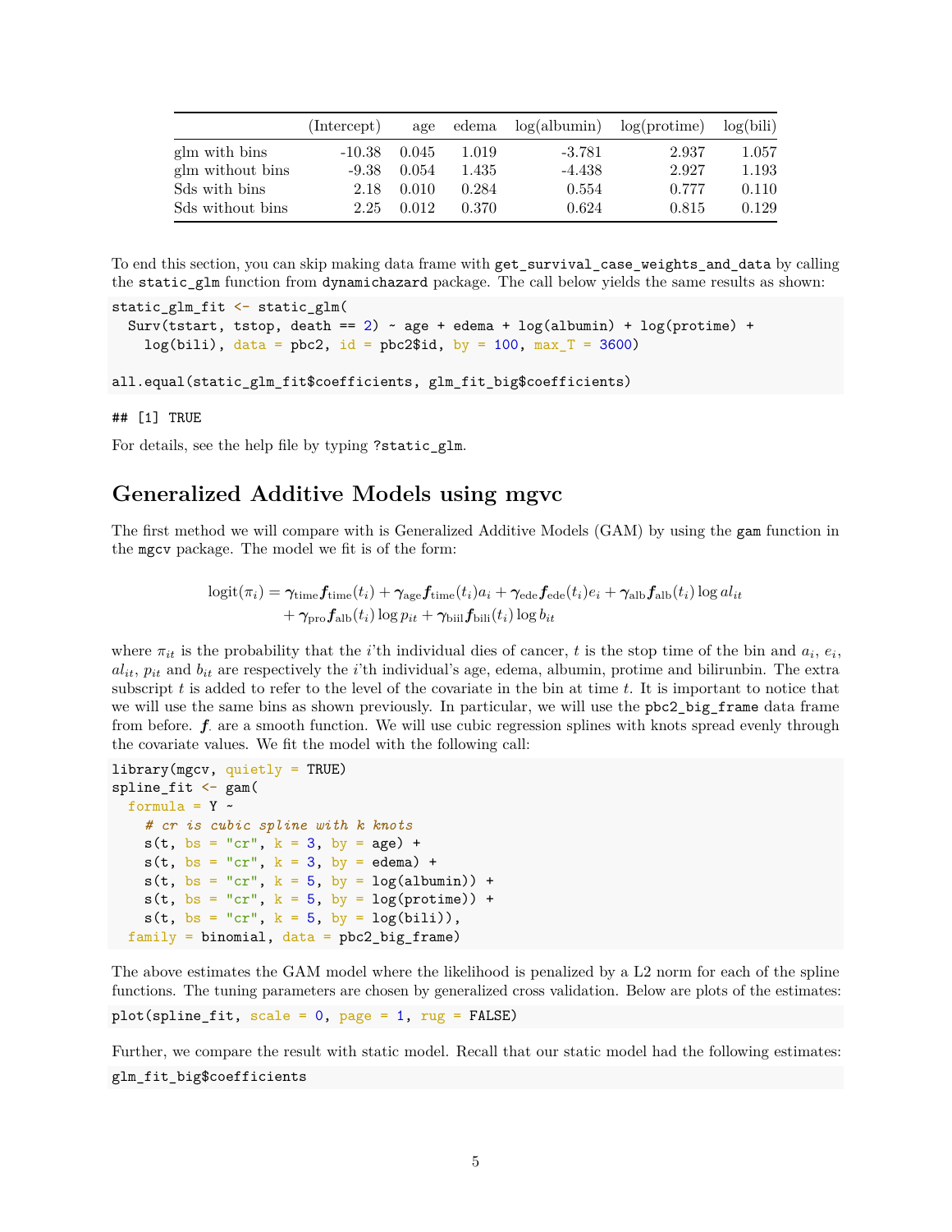|  | (Intercept) | age | edema | log(albumin) | log(protime) | log(bili) |
|---|---|---|---|---|---|---|
| glm with bins | -10.38 | 0.045 | 1.019 | -3.781 | 2.937 | 1.057 |
| glm without bins | -9.38 | 0.054 | 1.435 | -4.438 | 2.927 | 1.193 |
| Sds with bins | 2.18 | 0.010 | 0.284 | 0.554 | 0.777 | 0.110 |
| Sds without bins | 2.25 | 0.012 | 0.370 | 0.624 | 0.815 | 0.129 |

To end this section, you can skip making data frame with `get_survival_case_weights_and_data` by calling the `static_glm` function from `dynamichazard` package. The call below yields the same results as shown:

```
static_glm_fit <- static_glm(
  Surv(tstart, tstop, death == 2) ~ age + edema + log(albumin) + log(protime) +
    log(bili), data = pbc2, id = pbc2$id, by = 100, max_T = 3600)

all.equal(static_glm_fit$coefficients, glm_fit_big$coefficients)
```

```
## [1] TRUE
```

For details, see the help file by typing `?static_glm`.

## Generalized Additive Models using mgvc

The first method we will compare with is Generalized Additive Models (GAM) by using the `gam` function in the `mgcv` package. The model we fit is of the form:

$$
\begin{aligned}
\text{logit}(\pi_i) = &\boldsymbol{\gamma}_{\text{time}}\boldsymbol{f}_{\text{time}}(t_i) + \boldsymbol{\gamma}_{\text{age}}\boldsymbol{f}_{\text{time}}(t_i)a_i + \boldsymbol{\gamma}_{\text{ede}}\boldsymbol{f}_{\text{ede}}(t_i)e_i + \boldsymbol{\gamma}_{\text{alb}}\boldsymbol{f}_{\text{alb}}(t_i)\log al_{it} \\
&+ \boldsymbol{\gamma}_{\text{pro}}\boldsymbol{f}_{\text{alb}}(t_i)\log p_{it} + \boldsymbol{\gamma}_{\text{bili}}\boldsymbol{f}_{\text{bili}}(t_i)\log b_{it}
\end{aligned}
$$

where $\pi_{it}$ is the probability that the $i$'th individual dies of cancer, $t$ is the stop time of the bin and $a_i$, $e_i$, $al_{it}$, $p_{it}$ and $b_{it}$ are respectively the $i$'th individual's age, edema, albumin, protime and bilirunbin. The extra subscript $t$ is added to refer to the level of the covariate in the bin at time $t$. It is important to notice that we will use the same bins as shown previously. In particular, we will use the `pbc2_big_frame` data frame from before. $\boldsymbol{f}_\cdot$ are a smooth function. We will use cubic regression splines with knots spread evenly through the covariate values. We fit the model with the following call:

```
library(mgcv, quietly = TRUE)
spline_fit <- gam(
  formula = Y ~
    # cr is cubic spline with k knots
    s(t, bs = "cr", k = 3, by = age) +
    s(t, bs = "cr", k = 3, by = edema) +
    s(t, bs = "cr", k = 5, by = log(albumin)) +
    s(t, bs = "cr", k = 5, by = log(protime)) +
    s(t, bs = "cr", k = 5, by = log(bili)),
  family = binomial, data = pbc2_big_frame)
```

The above estimates the GAM model where the likelihood is penalized by a L2 norm for each of the spline functions. The tuning parameters are chosen by generalized cross validation. Below are plots of the estimates:

```
plot(spline_fit, scale = 0, page = 1, rug = FALSE)
```

Further, we compare the result with static model. Recall that our static model had the following estimates:

```
glm_fit_big$coefficients
```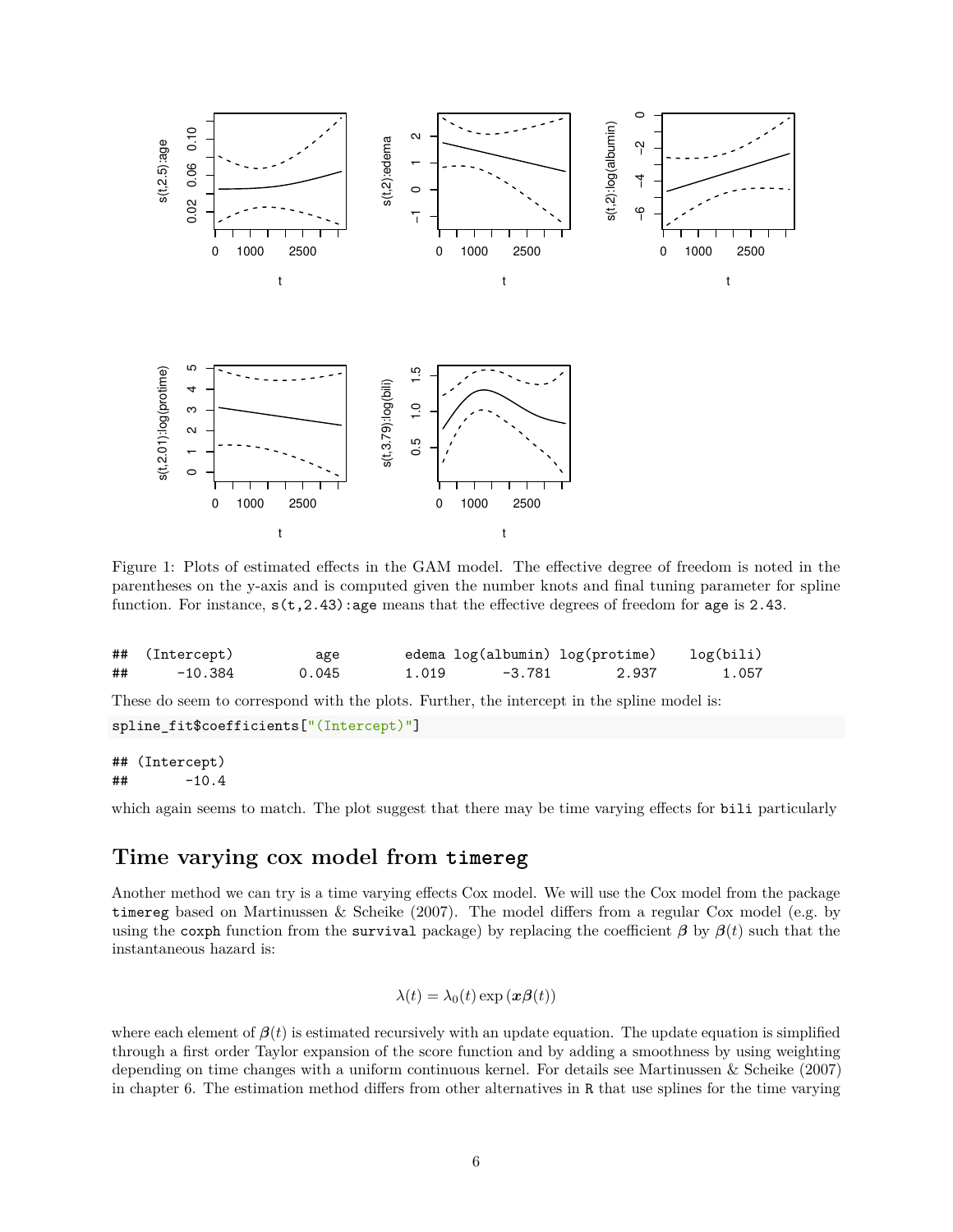Figure 1: Plots of estimated effects in the GAM model. The effective degree of freedom is noted in the parentheses on the y-axis and is computed given the number knots and final tuning parameter for spline function. For instance, `s(t,2.43):age` means that the effective degrees of freedom for `age` is `2.43`.

```
## (Intercept)          age        edema log(albumin) log(protime)    log(bili)
##     -10.384        0.045        1.019       -3.781        2.937        1.057
```

These do seem to correspond with the plots. Further, the intercept in the spline model is:

```
spline_fit$coefficients["(Intercept)"]
```

```
## (Intercept)
##       -10.4
```

which again seems to match. The plot suggest that there may be time varying effects for `bili` particularly

## Time varying cox model from `timereg`

Another method we can try is a time varying effects Cox model. We will use the Cox model from the package `timereg` based on Martinussen & Scheike (2007). The model differs from a regular Cox model (e.g. by using the `coxph` function from the `survival` package) by replacing the coefficient $\boldsymbol{\beta}$ by $\boldsymbol{\beta}(t)$ such that the instantaneous hazard is:

$$\lambda(t) = \lambda_0(t) \exp\left(\boldsymbol{x}\boldsymbol{\beta}(t)\right)$$

where each element of $\boldsymbol{\beta}(t)$ is estimated recursively with an update equation. The update equation is simplified through a first order Taylor expansion of the score function and by adding a smoothness by using weighting depending on time changes with a uniform continuous kernel. For details see Martinussen & Scheike (2007) in chapter 6. The estimation method differs from other alternatives in `R` that use splines for the time varying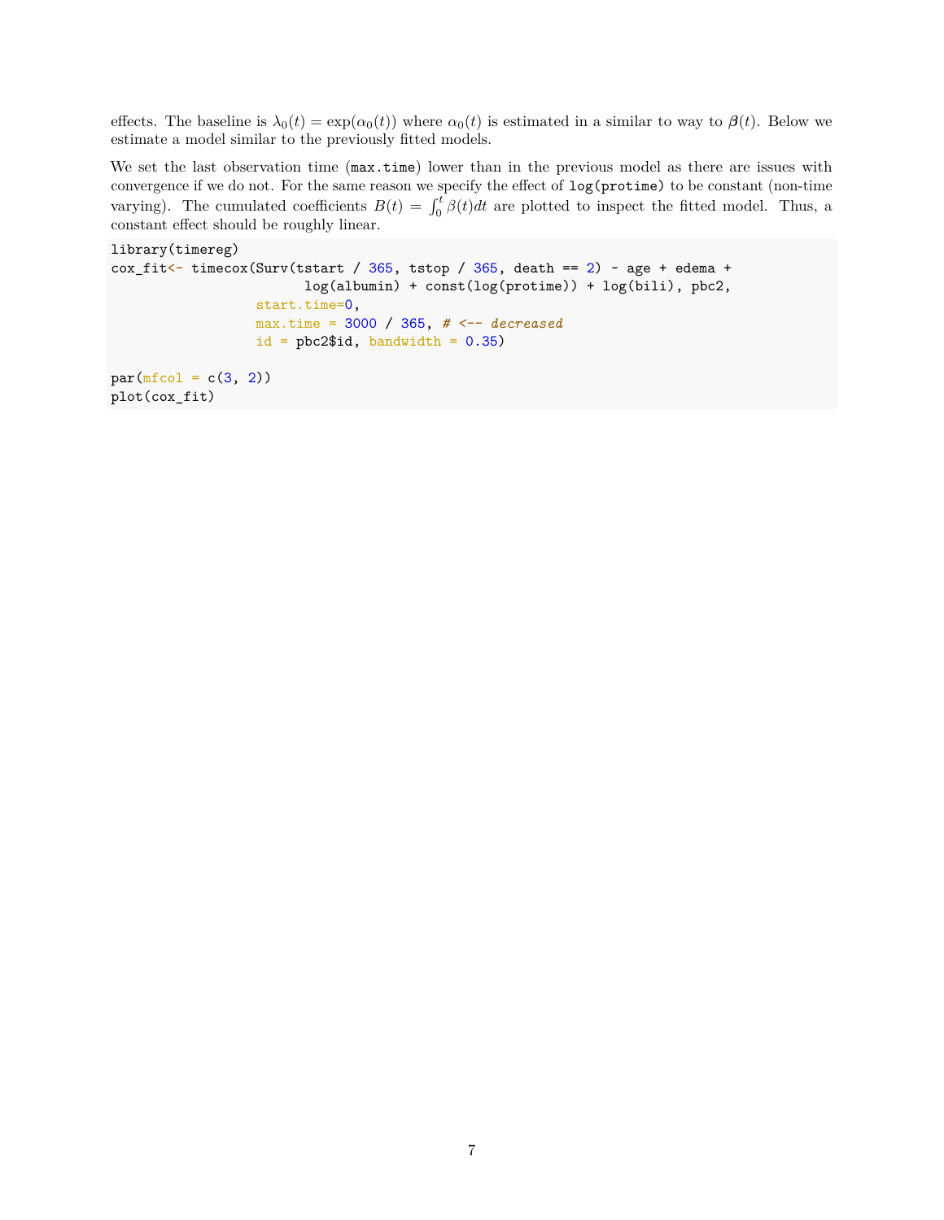effects. The baseline is $\lambda_0(t) = \exp(\alpha_0(t))$ where $\alpha_0(t)$ is estimated in a similar to way to $\boldsymbol{\beta}(t)$. Below we estimate a model similar to the previously fitted models.

We set the last observation time (`max.time`) lower than in the previous model as there are issues with convergence if we do not. For the same reason we specify the effect of `log(protime)` to be constant (non-time varying). The cumulated coefficients $B(t) = \int_0^t \beta(t)dt$ are plotted to inspect the fitted model. Thus, a constant effect should be roughly linear.

```
library(timereg)
cox_fit<- timecox(Surv(tstart / 365, tstop / 365, death == 2) ~ age + edema +
                        log(albumin) + const(log(protime)) + log(bili), pbc2,
                  start.time=0,
                  max.time = 3000 / 365, # <-- decreased
                  id = pbc2$id, bandwidth = 0.35)

par(mfcol = c(3, 2))
plot(cox_fit)
```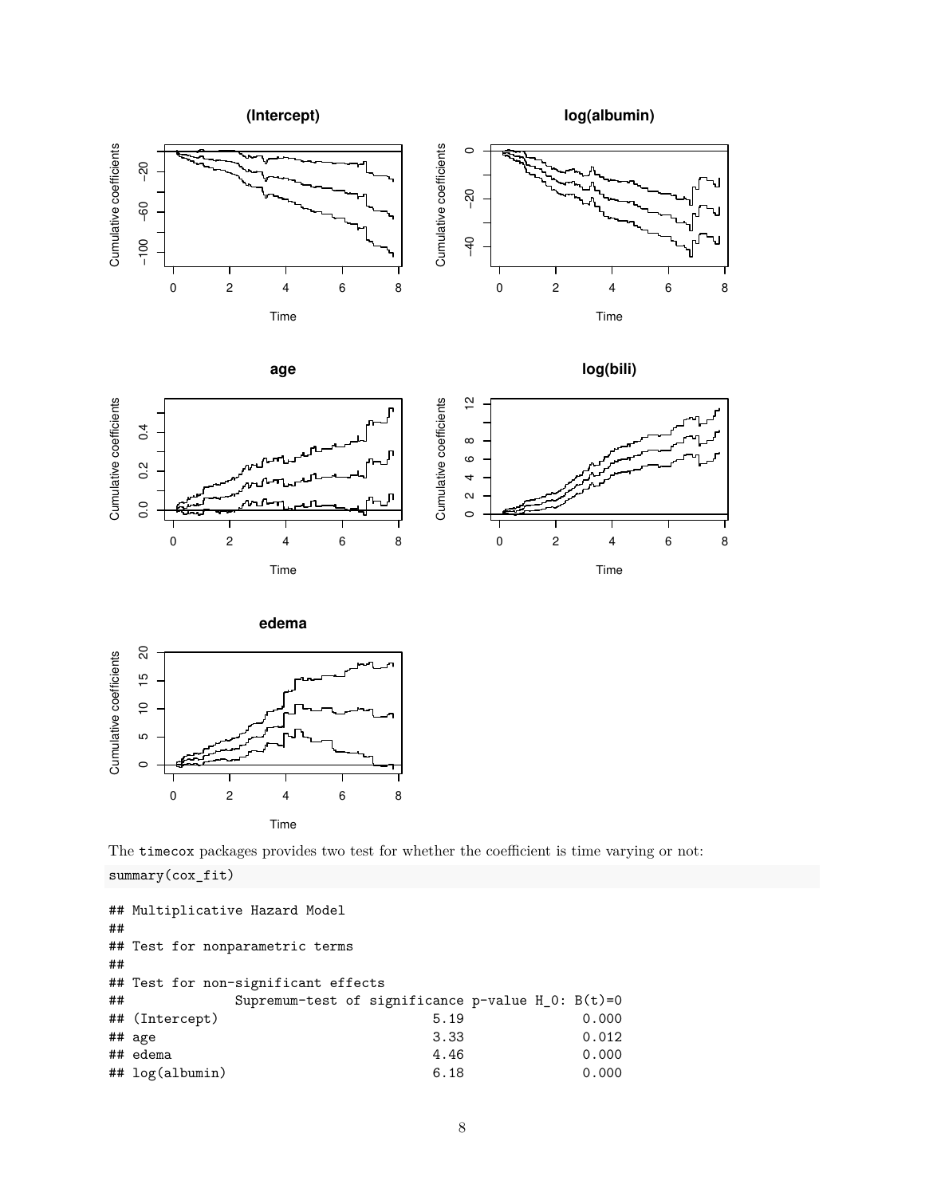The timecox packages provides two test for whether the coefficient is time varying or not:

```
summary(cox_fit)
```

```
## Multiplicative Hazard Model
##
## Test for nonparametric terms
##
## Test for non-significant effects
##              Supremum-test of significance p-value H_0: B(t)=0
## (Intercept)                           5.19               0.000
## age                                   3.33               0.012
## edema                                 4.46               0.000
## log(albumin)                          6.18               0.000
```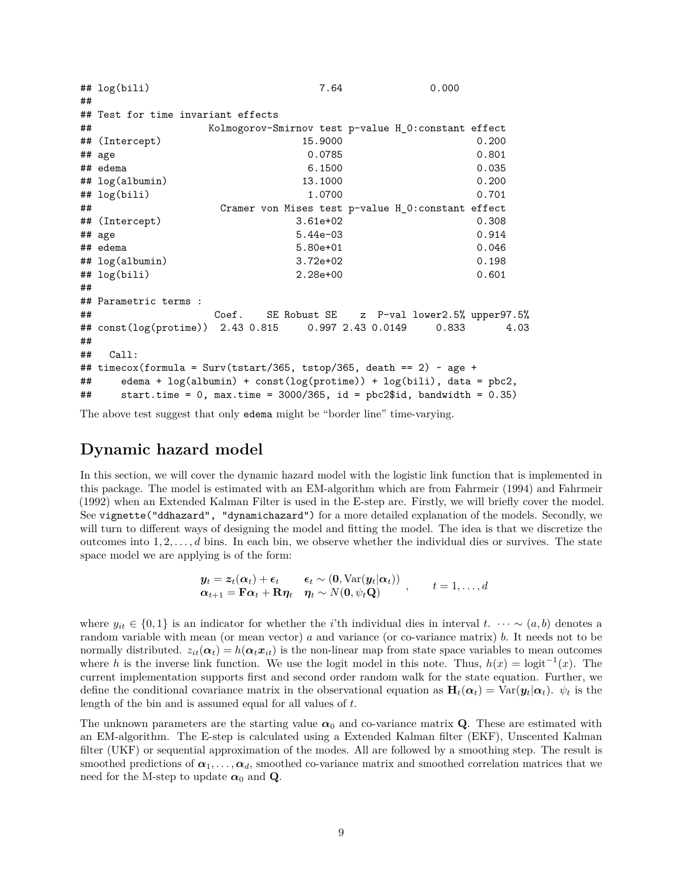```
## log(bili)                          7.64                0.000
##
## Test for time invariant effects
##                   Kolmogorov-Smirnov test p-value H_0:constant effect
## (Intercept)                        15.9000                      0.200
## age                                 0.0785                      0.801
## edema                               6.1500                      0.035
## log(albumin)                       13.1000                      0.200
## log(bili)                           1.0700                      0.701
##                     Cramer von Mises test p-value H_0:constant effect
## (Intercept)                        3.61e+02                     0.308
## age                                5.44e-03                     0.914
## edema                              5.80e+01                     0.046
## log(albumin)                       3.72e+02                     0.198
## log(bili)                          2.28e+00                     0.601
##
## Parametric terms :
##                      Coef.    SE Robust SE    z  P-val lower2.5% upper97.5%
## const(log(protime))  2.43 0.815     0.997 2.43 0.0149     0.833       4.03
##
##   Call:
## timecox(formula = Surv(tstart/365, tstop/365, death == 2) ~ age +
##     edema + log(albumin) + const(log(protime)) + log(bili), data = pbc2,
##     start.time = 0, max.time = 3000/365, id = pbc2$id, bandwidth = 0.35)
```

The above test suggest that only `edema` might be "border line" time-varying.

# Dynamic hazard model

In this section, we will cover the dynamic hazard model with the logistic link function that is implemented in this package. The model is estimated with an EM-algorithm which are from Fahrmeir (1994) and Fahrmeir (1992) when an Extended Kalman Filter is used in the E-step are. Firstly, we will briefly cover the model. See `vignette("ddhazard", "dynamichazard")` for a more detailed explanation of the models. Secondly, we will turn to different ways of designing the model and fitting the model. The idea is that we discretize the outcomes into $1, 2, \dots, d$ bins. In each bin, we observe whether the individual dies or survives. The state space model we are applying is of the form:

$$
\begin{array}{ll}
\boldsymbol{y}_t = \boldsymbol{z}_t(\boldsymbol{\alpha}_t) + \boldsymbol{\epsilon}_t & \boldsymbol{\epsilon}_t \sim (\boldsymbol{0}, \text{Var}(\boldsymbol{y}_t|\boldsymbol{\alpha}_t)) \\
\boldsymbol{\alpha}_{t+1} = \mathbf{F}\boldsymbol{\alpha}_t + \mathbf{R}\boldsymbol{\eta}_t & \boldsymbol{\eta}_t \sim N(\boldsymbol{0}, \psi_t \mathbf{Q})
\end{array}, \qquad t = 1, \dots, d
$$

where $y_{it} \in \{0, 1\}$ is an indicator for whether the $i$'th individual dies in interval $t$. $\cdots \sim (a, b)$ denotes a random variable with mean (or mean vector) $a$ and variance (or co-variance matrix) $b$. It needs not to be normally distributed. $z_{it}(\boldsymbol{\alpha}_t) = h(\boldsymbol{\alpha}_t \boldsymbol{x}_{it})$ is the non-linear map from state space variables to mean outcomes where $h$ is the inverse link function. We use the logit model in this note. Thus, $h(x) = \text{logit}^{-1}(x)$. The current implementation supports first and second order random walk for the state equation. Further, we define the conditional covariance matrix in the observational equation as $\mathbf{H}_t(\boldsymbol{\alpha}_t) = \text{Var}(\boldsymbol{y}_t|\boldsymbol{\alpha}_t)$. $\psi_t$ is the length of the bin and is assumed equal for all values of $t$.

The unknown parameters are the starting value $\boldsymbol{\alpha}_0$ and co-variance matrix $\mathbf{Q}$. These are estimated with an EM-algorithm. The E-step is calculated using a Extended Kalman filter (EKF), Unscented Kalman filter (UKF) or sequential approximation of the modes. All are followed by a smoothing step. The result is smoothed predictions of $\boldsymbol{\alpha}_1, \dots, \boldsymbol{\alpha}_d$, smoothed co-variance matrix and smoothed correlation matrices that we need for the M-step to update $\boldsymbol{\alpha}_0$ and $\mathbf{Q}$.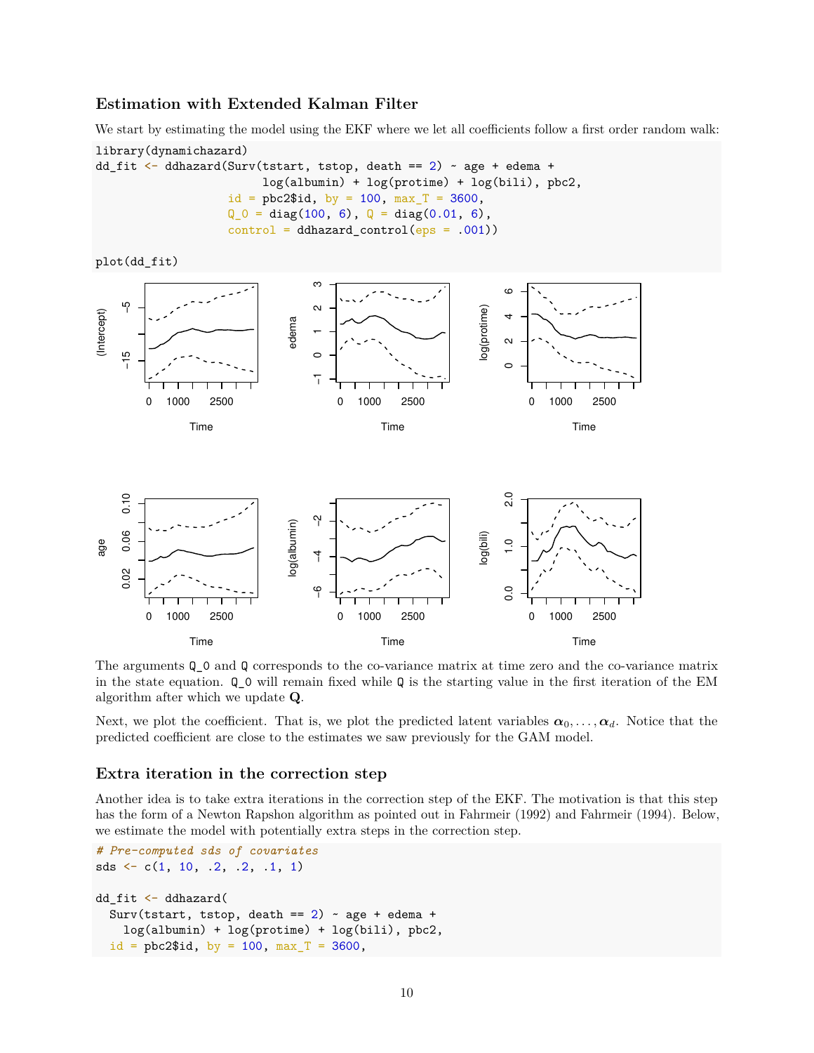### Estimation with Extended Kalman Filter

We start by estimating the model using the EKF where we let all coefficients follow a first order random walk:

```
library(dynamichazard)
dd_fit <- ddhazard(Surv(tstart, tstop, death == 2) ~ age + edema +
                     log(albumin) + log(protime) + log(bili), pbc2,
                   id = pbc2$id, by = 100, max_T = 3600,
                   Q_0 = diag(100, 6), Q = diag(0.01, 6),
                   control = ddhazard_control(eps = .001))

plot(dd_fit)
```

The arguments `Q_0` and `Q` corresponds to the co-variance matrix at time zero and the co-variance matrix in the state equation. `Q_0` will remain fixed while `Q` is the starting value in the first iteration of the EM algorithm after which we update $\mathbf{Q}$.

Next, we plot the coefficient. That is, we plot the predicted latent variables $\boldsymbol{\alpha}_0, \dots, \boldsymbol{\alpha}_d$. Notice that the predicted coefficient are close to the estimates we saw previously for the GAM model.

### Extra iteration in the correction step

Another idea is to take extra iterations in the correction step of the EKF. The motivation is that this step has the form of a Newton Rapshon algorithm as pointed out in Fahrmeir (1992) and Fahrmeir (1994). Below, we estimate the model with potentially extra steps in the correction step.

```
# Pre-computed sds of covariates
sds <- c(1, 10, .2, .2, .1, 1)

dd_fit <- ddhazard(
  Surv(tstart, tstop, death == 2) ~ age + edema +
    log(albumin) + log(protime) + log(bili), pbc2,
  id = pbc2$id, by = 100, max_T = 3600,
```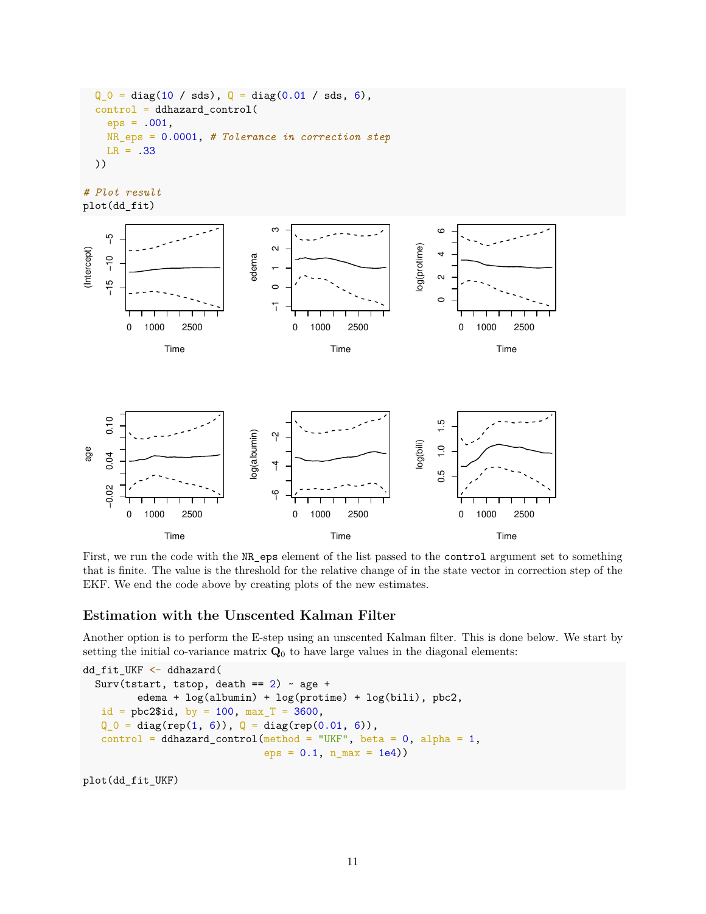```
  Q_0 = diag(10 / sds), Q = diag(0.01 / sds, 6),
  control = ddhazard_control(
    eps = .001,
    NR_eps = 0.0001, # Tolerance in correction step
    LR = .33
  ))

# Plot result
plot(dd_fit)
```

First, we run the code with the `NR_eps` element of the list passed to the `control` argument set to something that is finite. The value is the threshold for the relative change of in the state vector in correction step of the EKF. We end the code above by creating plots of the new estimates.

### Estimation with the Unscented Kalman Filter

Another option is to perform the E-step using an unscented Kalman filter. This is done below. We start by setting the initial co-variance matrix $\mathbf{Q}_0$ to have large values in the diagonal elements:

```
dd_fit_UKF <- ddhazard(
  Surv(tstart, tstop, death == 2) ~ age +
         edema + log(albumin) + log(protime) + log(bili), pbc2,
   id = pbc2$id, by = 100, max_T = 3600,
   Q_0 = diag(rep(1, 6)), Q = diag(rep(0.01, 6)),
   control = ddhazard_control(method = "UKF", beta = 0, alpha = 1,
                              eps = 0.1, n_max = 1e4))

plot(dd_fit_UKF)
```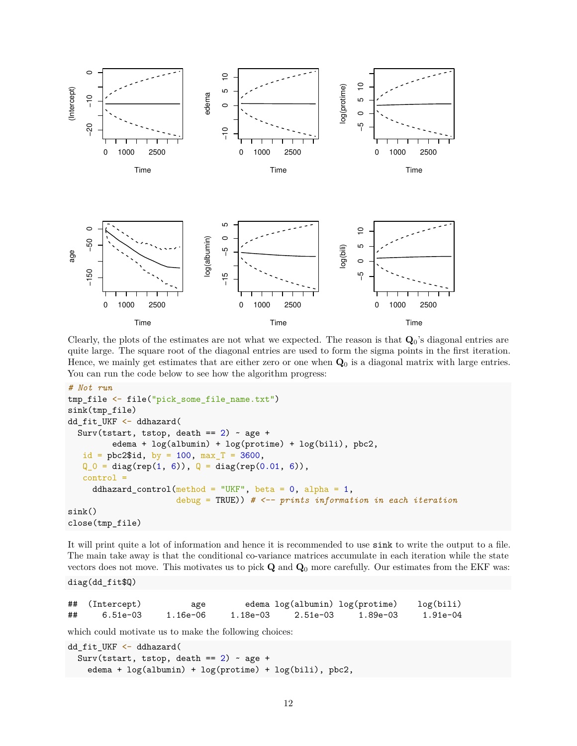Clearly, the plots of the estimates are not what we expected. The reason is that $\mathbf{Q}_0$'s diagonal entries are quite large. The square root of the diagonal entries are used to form the sigma points in the first iteration. Hence, we mainly get estimates that are either zero or one when $\mathbf{Q}_0$ is a diagonal matrix with large entries. You can run the code below to see how the algorithm progress:

```
# Not run
tmp_file <- file("pick_some_file_name.txt")
sink(tmp_file)
dd_fit_UKF <- ddhazard(
  Surv(tstart, tstop, death == 2) ~ age +
         edema + log(albumin) + log(protime) + log(bili), pbc2,
   id = pbc2$id, by = 100, max_T = 3600,
   Q_0 = diag(rep(1, 6)), Q = diag(rep(0.01, 6)),
   control =
     ddhazard_control(method = "UKF", beta = 0, alpha = 1,
                      debug = TRUE)) # <-- prints information in each iteration
sink()
close(tmp_file)
```

It will print quite a lot of information and hence it is recommended to use `sink` to write the output to a file. The main take away is that the conditional co-variance matrices accumulate in each iteration while the state vectors does not move. This motivates us to pick $\mathbf{Q}$ and $\mathbf{Q}_0$ more carefully. Our estimates from the EKF was:

```
diag(dd_fit$Q)
```

```
##  (Intercept)          age        edema log(albumin) log(protime)    log(bili)
##     6.51e-03     1.16e-06     1.18e-03     2.51e-03     1.89e-03     1.91e-04
```

which could motivate us to make the following choices:

```
dd_fit_UKF <- ddhazard(
  Surv(tstart, tstop, death == 2) ~ age +
    edema + log(albumin) + log(protime) + log(bili), pbc2,
```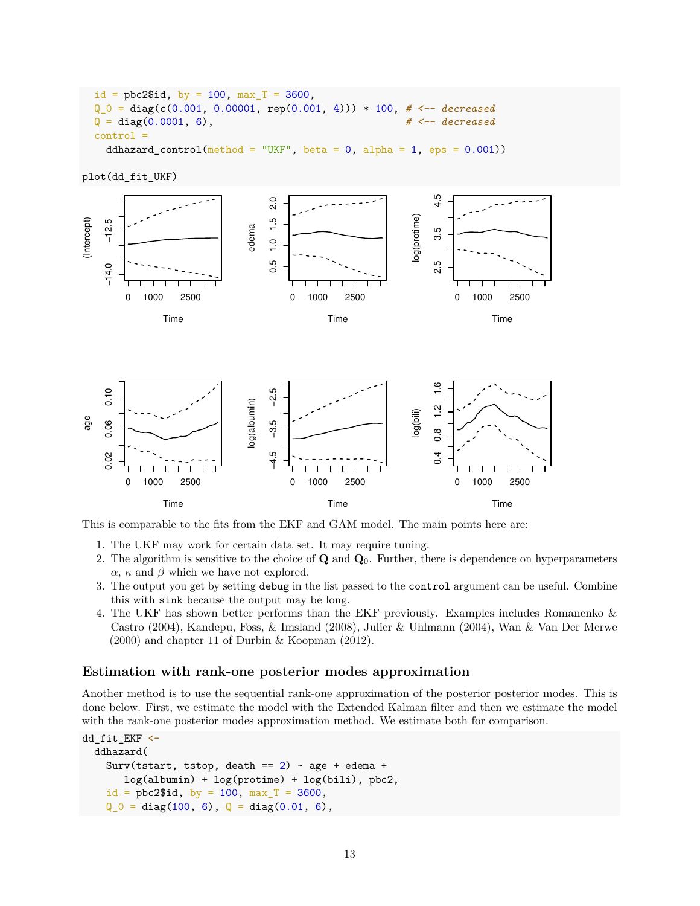```
  id = pbc2$id, by = 100, max_T = 3600,
  Q_0 = diag(c(0.001, 0.00001, rep(0.001, 4))) * 100, # <-- decreased
  Q = diag(0.0001, 6),                                 # <-- decreased
  control =
    ddhazard_control(method = "UKF", beta = 0, alpha = 1, eps = 0.001))
```

```
plot(dd_fit_UKF)
```

This is comparable to the fits from the EKF and GAM model. The main points here are:

1. The UKF may work for certain data set. It may require tuning.
2. The algorithm is sensitive to the choice of $\mathbf{Q}$ and $\mathbf{Q}_0$. Further, there is dependence on hyperparameters $\alpha$, $\kappa$ and $\beta$ which we have not explored.
3. The output you get by setting `debug` in the list passed to the `control` argument can be useful. Combine this with `sink` because the output may be long.
4. The UKF has shown better performs than the EKF previously. Examples includes Romanenko & Castro (2004), Kandepu, Foss, & Imsland (2008), Julier & Uhlmann (2004), Wan & Van Der Merwe (2000) and chapter 11 of Durbin & Koopman (2012).

### Estimation with rank-one posterior modes approximation

Another method is to use the sequential rank-one approximation of the posterior posterior modes. This is done below. First, we estimate the model with the Extended Kalman filter and then we estimate the model with the rank-one posterior modes approximation method. We estimate both for comparison.

```
dd_fit_EKF <-
  ddhazard(
    Surv(tstart, tstop, death == 2) ~ age + edema +
       log(albumin) + log(protime) + log(bili), pbc2,
    id = pbc2$id, by = 100, max_T = 3600,
    Q_0 = diag(100, 6), Q = diag(0.01, 6),
```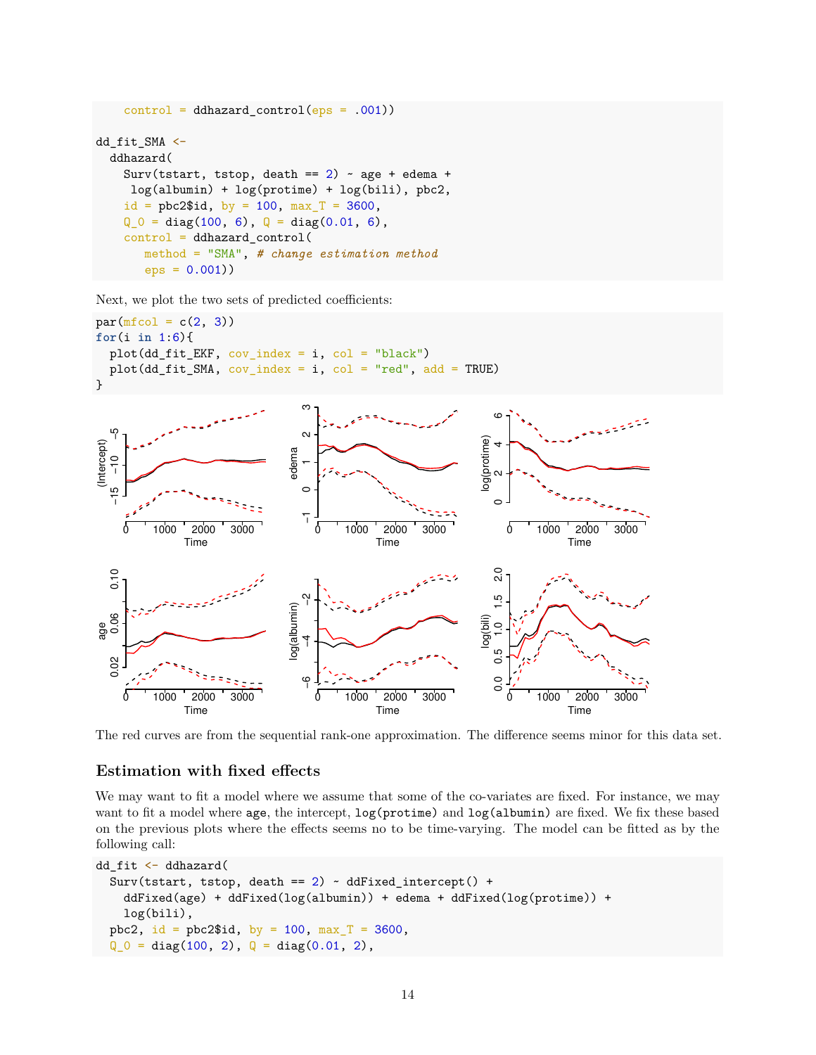```
    control = ddhazard_control(eps = .001))

dd_fit_SMA <-
  ddhazard(
    Surv(tstart, tstop, death == 2) ~ age + edema +
     log(albumin) + log(protime) + log(bili), pbc2,
    id = pbc2$id, by = 100, max_T = 3600,
    Q_0 = diag(100, 6), Q = diag(0.01, 6),
    control = ddhazard_control(
       method = "SMA", # change estimation method
       eps = 0.001))
```

Next, we plot the two sets of predicted coefficients:

```
par(mfcol = c(2, 3))
for(i in 1:6){
  plot(dd_fit_EKF, cov_index = i, col = "black")
  plot(dd_fit_SMA, cov_index = i, col = "red", add = TRUE)
}
```

The red curves are from the sequential rank-one approximation. The difference seems minor for this data set.

### Estimation with fixed effects

We may want to fit a model where we assume that some of the co-variates are fixed. For instance, we may want to fit a model where `age`, the intercept, `log(protime)` and `log(albumin)` are fixed. We fix these based on the previous plots where the effects seems no to be time-varying. The model can be fitted as by the following call:

```
dd_fit <- ddhazard(
  Surv(tstart, tstop, death == 2) ~ ddFixed_intercept() +
    ddFixed(age) + ddFixed(log(albumin)) + edema + ddFixed(log(protime)) +
    log(bili),
  pbc2, id = pbc2$id, by = 100, max_T = 3600,
  Q_0 = diag(100, 2), Q = diag(0.01, 2),
```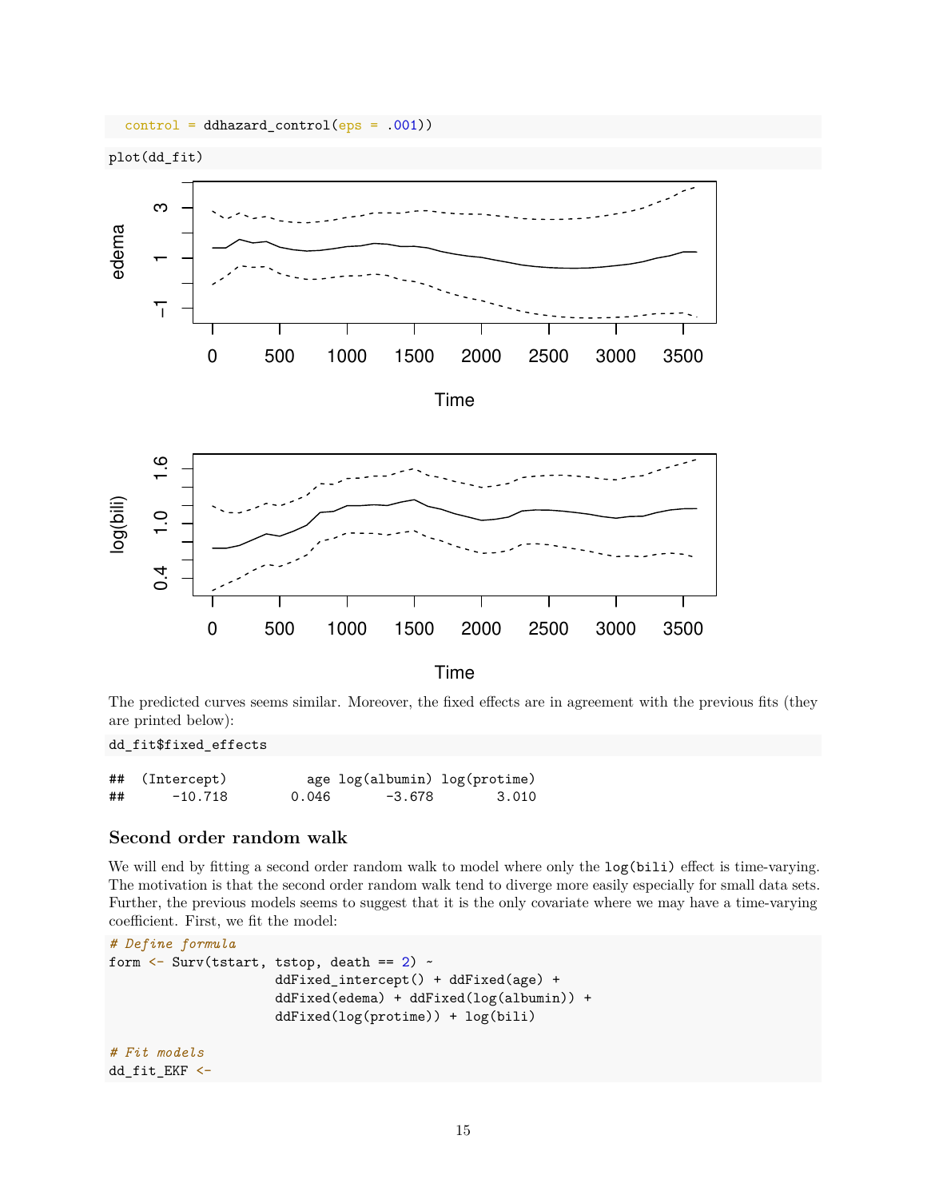```
  control = ddhazard_control(eps = .001))
```

```
plot(dd_fit)
```

The predicted curves seems similar. Moreover, the fixed effects are in agreement with the previous fits (they are printed below):

```
dd_fit$fixed_effects
```

```
##  (Intercept)          age log(albumin) log(protime)
##      -10.718        0.046       -3.678        3.010
```

### Second order random walk

We will end by fitting a second order random walk to model where only the `log(bili)` effect is time-varying. The motivation is that the second order random walk tend to diverge more easily especially for small data sets. Further, the previous models seems to suggest that it is the only covariate where we may have a time-varying coefficient. First, we fit the model:

```
# Define formula
form <- Surv(tstart, tstop, death == 2) ~
                    ddFixed_intercept() + ddFixed(age) +
                    ddFixed(edema) + ddFixed(log(albumin)) +
                    ddFixed(log(protime)) + log(bili)

# Fit models
dd_fit_EKF <-
```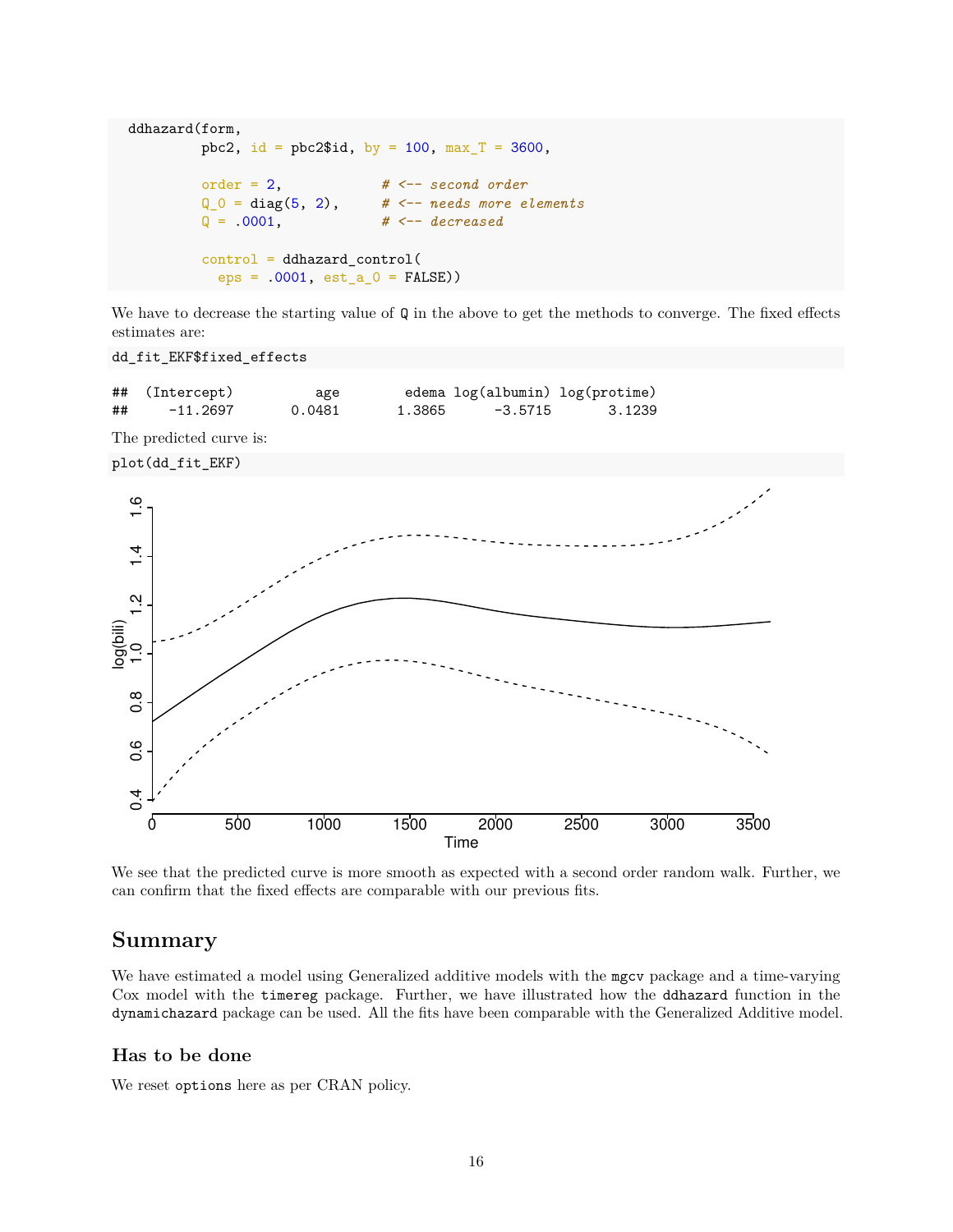```
ddhazard(form,
         pbc2, id = pbc2$id, by = 100, max_T = 3600,

         order = 2,            # <-- second order
         Q_0 = diag(5, 2),     # <-- needs more elements
         Q = .0001,            # <-- decreased

         control = ddhazard_control(
           eps = .0001, est_a_0 = FALSE))
```

We have to decrease the starting value of `Q` in the above to get the methods to converge. The fixed effects estimates are:

```
dd_fit_EKF$fixed_effects
```

```
##  (Intercept)         age       edema log(albumin) log(protime)
##     -11.2697      0.0481      1.3865      -3.5715       3.1239
```

The predicted curve is:

```
plot(dd_fit_EKF)
```

We see that the predicted curve is more smooth as expected with a second order random walk. Further, we can confirm that the fixed effects are comparable with our previous fits.

## Summary

We have estimated a model using Generalized additive models with the `mgcv` package and a time-varying Cox model with the `timereg` package. Further, we have illustrated how the `ddhazard` function in the `dynamichazard` package can be used. All the fits have been comparable with the Generalized Additive model.

### Has to be done

We reset `options` here as per CRAN policy.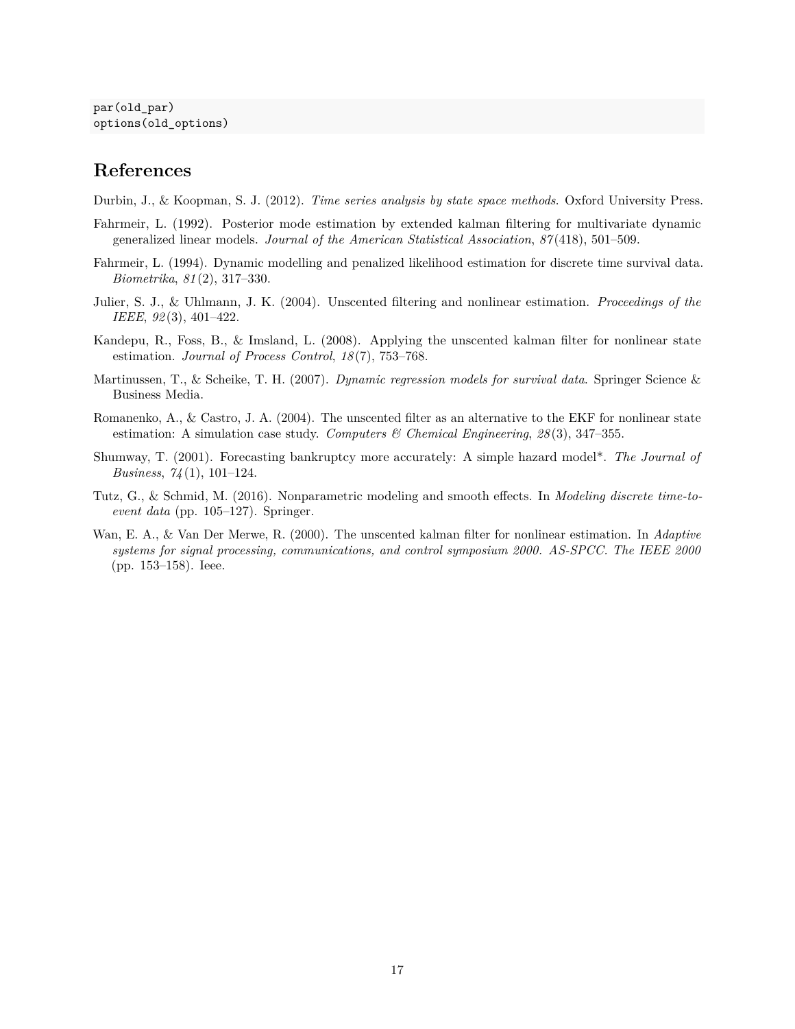```
par(old_par)
options(old_options)
```

## References

Durbin, J., & Koopman, S. J. (2012). *Time series analysis by state space methods*. Oxford University Press.

Fahrmeir, L. (1992). Posterior mode estimation by extended kalman filtering for multivariate dynamic generalized linear models. *Journal of the American Statistical Association*, *87*(418), 501–509.

Fahrmeir, L. (1994). Dynamic modelling and penalized likelihood estimation for discrete time survival data. *Biometrika*, *81*(2), 317–330.

Julier, S. J., & Uhlmann, J. K. (2004). Unscented filtering and nonlinear estimation. *Proceedings of the IEEE*, *92*(3), 401–422.

Kandepu, R., Foss, B., & Imsland, L. (2008). Applying the unscented kalman filter for nonlinear state estimation. *Journal of Process Control*, *18*(7), 753–768.

Martinussen, T., & Scheike, T. H. (2007). *Dynamic regression models for survival data*. Springer Science & Business Media.

Romanenko, A., & Castro, J. A. (2004). The unscented filter as an alternative to the EKF for nonlinear state estimation: A simulation case study. *Computers & Chemical Engineering*, *28*(3), 347–355.

Shumway, T. (2001). Forecasting bankruptcy more accurately: A simple hazard model*. *The Journal of Business*, *74*(1), 101–124.

Tutz, G., & Schmid, M. (2016). Nonparametric modeling and smooth effects. In *Modeling discrete time-to-event data* (pp. 105–127). Springer.

Wan, E. A., & Van Der Merwe, R. (2000). The unscented kalman filter for nonlinear estimation. In *Adaptive systems for signal processing, communications, and control symposium 2000. AS-SPCC. The IEEE 2000* (pp. 153–158). Ieee.